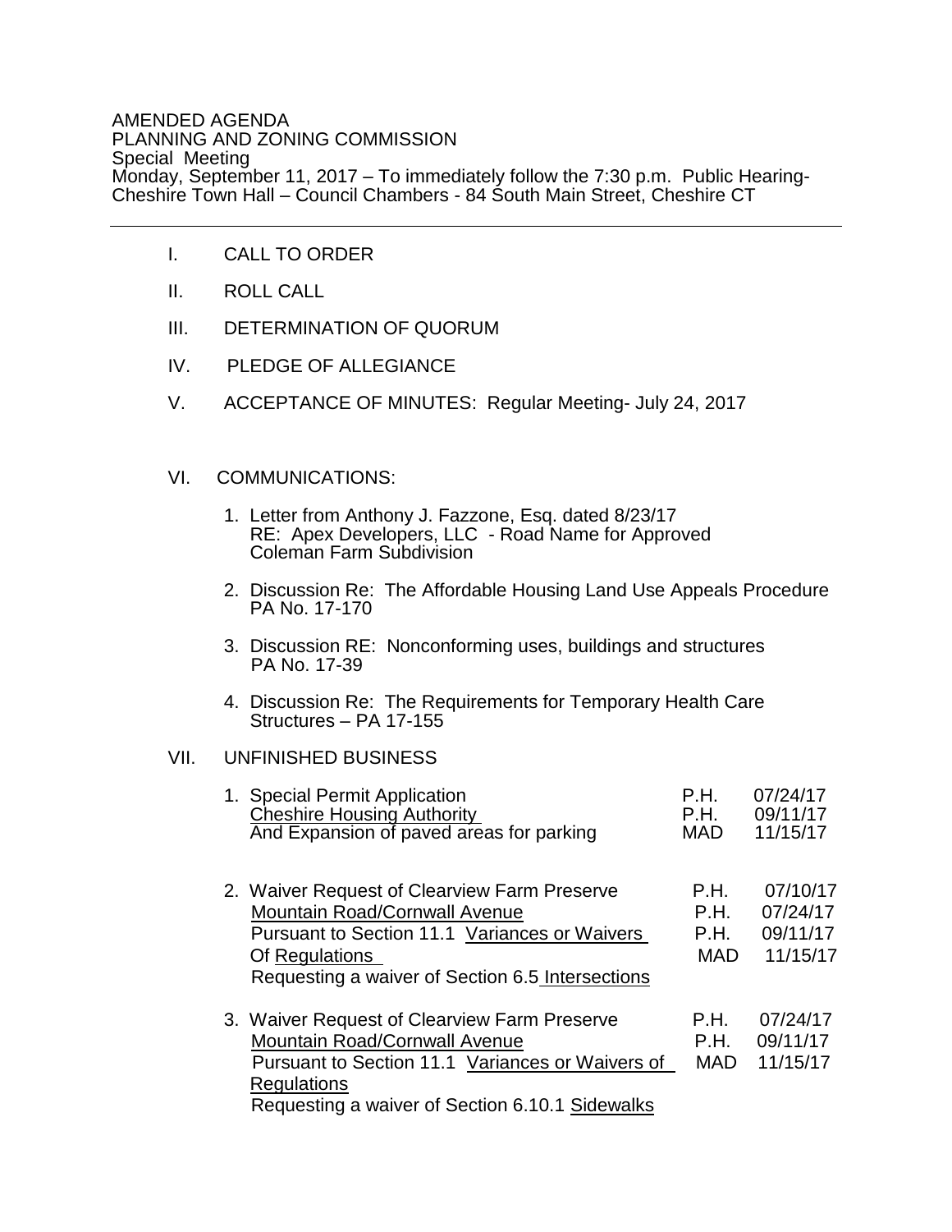AMENDED AGENDA
PLANNING AND ZONING COMMISSION
Special Meeting
Monday, September 11, 2017 – To immediately follow the 7:30 p.m. Public Hearing-
Cheshire Town Hall – Council Chambers - 84 South Main Street, Cheshire CT

---

I. CALL TO ORDER

II. ROLL CALL

III. DETERMINATION OF QUORUM

IV. PLEDGE OF ALLEGIANCE

V. ACCEPTANCE OF MINUTES: Regular Meeting- July 24, 2017

VI. COMMUNICATIONS:

1. Letter from Anthony J. Fazzone, Esq. dated 8/23/17
   RE: Apex Developers, LLC - Road Name for Approved Coleman Farm Subdivision

2. Discussion Re: The Affordable Housing Land Use Appeals Procedure
   PA No. 17-170

3. Discussion RE: Nonconforming uses, buildings and structures
   PA No. 17-39

4. Discussion Re: The Requirements for Temporary Health Care Structures – PA 17-155

VII. UNFINISHED BUSINESS

1. Special Permit Application
   Cheshire Housing Authority
   And Expansion of paved areas for parking

   P.H. 07/24/17
   P.H. 09/11/17
   MAD 11/15/17

2. Waiver Request of Clearview Farm Preserve
   Mountain Road/Cornwall Avenue
   Pursuant to Section 11.1 Variances or Waivers Of Regulations
   Requesting a waiver of Section 6.5 Intersections

   P.H. 07/10/17
   P.H. 07/24/17
   P.H. 09/11/17
   MAD 11/15/17

3. Waiver Request of Clearview Farm Preserve
   Mountain Road/Cornwall Avenue
   Pursuant to Section 11.1 Variances or Waivers of Regulations
   Requesting a waiver of Section 6.10.1 Sidewalks

   P.H. 07/24/17
   P.H. 09/11/17
   MAD 11/15/17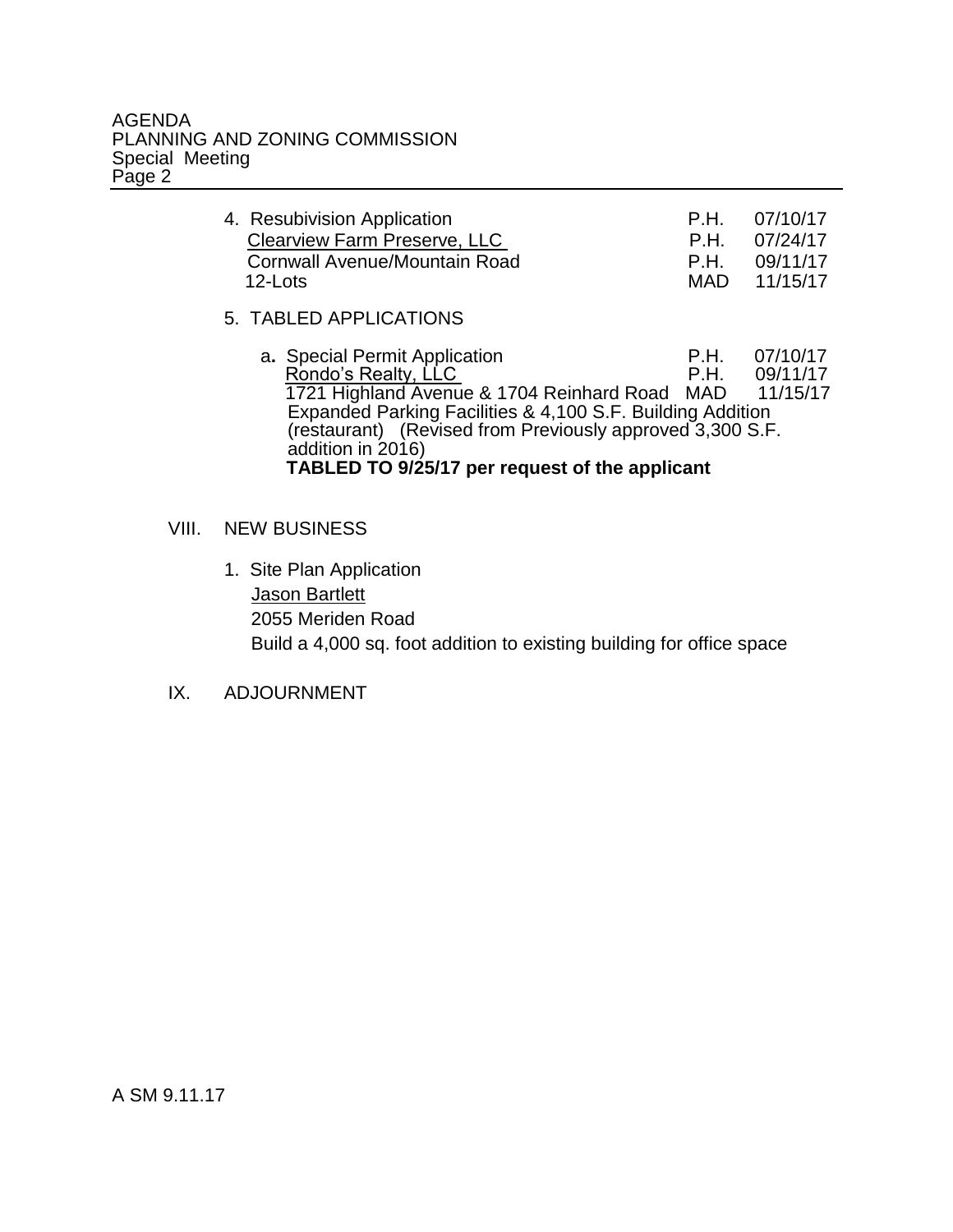4. Resubivision Application
   Clearview Farm Preserve, LLC
   Cornwall Avenue/Mountain Road
   12-Lots

   P.H. 07/10/17
   P.H. 07/24/17
   P.H. 09/11/17
   MAD 11/15/17

5. TABLED APPLICATIONS

   a. Special Permit Application
      Rondo's Realty, LLC
      1721 Highland Avenue & 1704 Reinhard Road
      Expanded Parking Facilities & 4,100 S.F. Building Addition (restaurant) (Revised from Previously approved 3,300 S.F. addition in 2016)

      P.H. 07/10/17
      P.H. 09/11/17
      MAD 11/15/17

      **TABLED TO 9/25/17 per request of the applicant**

VIII. NEW BUSINESS

1. Site Plan Application
   Jason Bartlett
   2055 Meriden Road
   Build a 4,000 sq. foot addition to existing building for office space

IX. ADJOURNMENT

A SM 9.11.17